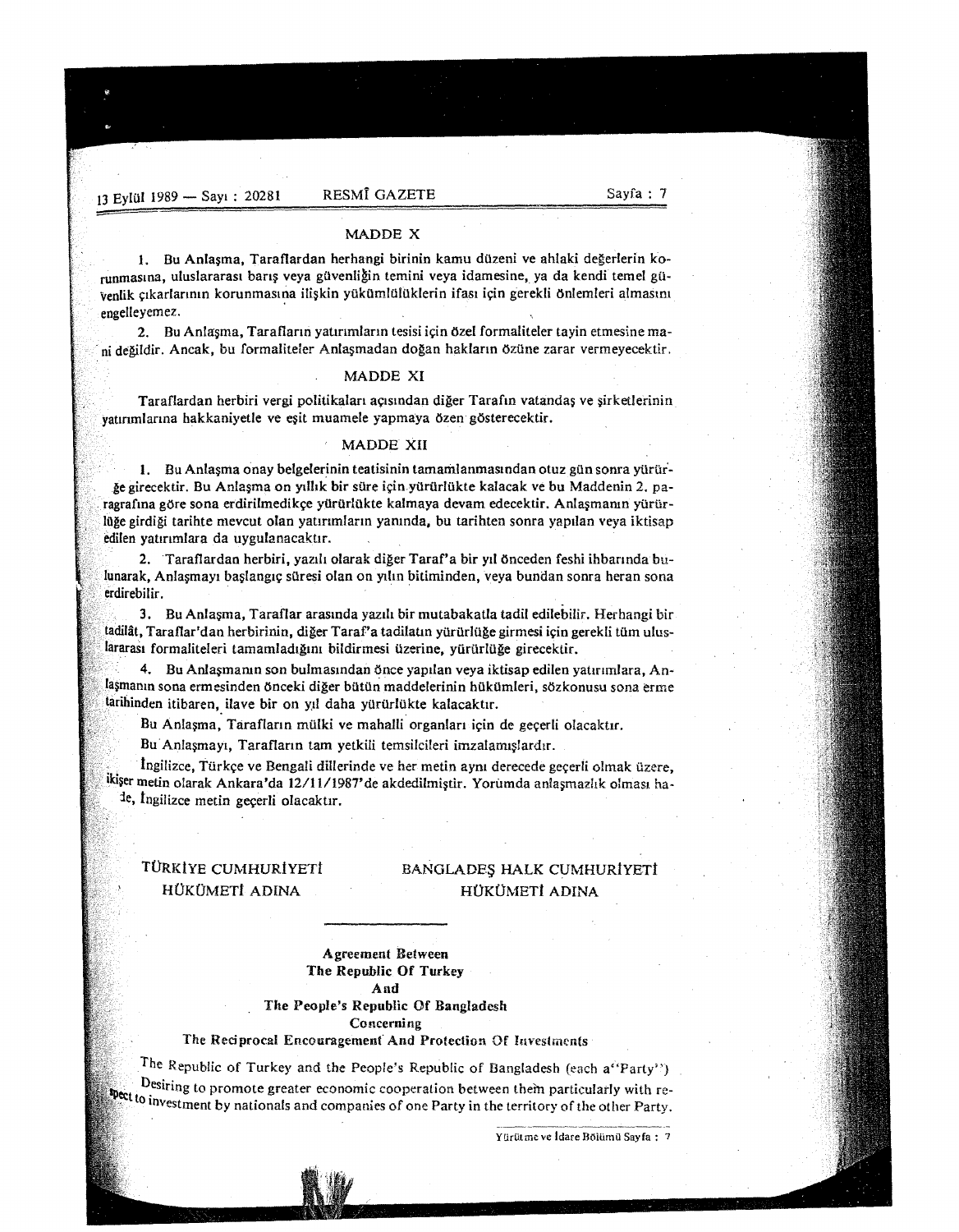### MADDE X

1. Bu Anlaşma, Taraflardan herhangi birinin kamu düzeni ve ahlaki değerlerin korunmasına, uluslararası barış veya güvenliğin temini veya idamesine, ya da kendi temel güvenlik çıkarlarının korunmasına ilişkin yükümlülüklerin ifası için gerekli önlemleri almasını engelleyemez.

2. Bu Anlaşma, Tarafların yatırımların tesisi için özel formaliteler tayin etmesine mani değildir. Ancak, bu formaliteler Anlaşmadan doğan hakların özüne zarar vermeyecektir.

### MADDE XI

Taraflardan herbiri vergi politikaları açısından diğer Tarafın vatandaş ve şirketlerinin yatırımlarına hakkaniyetle ve eşit muamele yapmaya özen gösterecektir.

### MADDE XII

1. Bu Anlaşma onay belgelerinin teatisinin tamamlanmasından otuz gün sonra yürürlüğe girecektir. Bu Anlaşma on yıllık bir süre için yürürlükte kalacak ve bu Maddenin 2. paragrafına göre sona erdirilmedikçe yürürlükte kalmaya devam edecektir. Anlaşmanın yürürlüğe girdiği tarihte mevcut olan yatırımların yanında, bu tarihten sonra yapılan veya iktisap edilen yatırımlara da uygulanacaktır.

2. Taraflardan herbiri, yazılı olarak diğer Taraf'a bir yıl önceden feshi ihbarında bulunarak, Anlaşmayı başlangıç süresi olan on yılın bitiminden, veya bundan sonra heran sona erdirebilir.

3. Bu Anlaşma, Taraflar arasında yazılı bir mutabakatla tadil edilebilir. Herhangi bir tadilât, Taraflar'dan herbirinin, diğer Taraf'a tadilatın yürürlüğe girmesi için gerekli tüm uluslararası formaliteleri tamamladığını bildirmesi üzerine, yürürlüğe girecektir.

4. Bu Anlaşmanın son bulmasından önce yapılan veya iktisap edilen yatırımlara, Anlaşmanın sona ermesinden önceki diğer bütün maddelerinin hükümleri, sözkonusu sona erme tarihinden itibaren, ilave bir on yıl daha yürürlükte kalacaktır.

Bu Anlaşma, Tarafların mülki ve mahalli organları için de geçerli olacaktır.

Bu Anlaşmayı, Tarafların tam yetkili temsilcileri imzalamışlardır.

İngilizce, Türkçe ve Bengali dillerinde ve her metin aynı derecede geçerli olmak üzere, ikişer metin olarak Ankara'da 12/11/1987'de akdedilmiştir. Yorumda anlaşmazlık olması halde, İngilizce metin geçerli olacaktır.

TÜRKİYE CUMHURİYETİ HÜKÜMETİ ADINA

BANGLADEŞ HALK CUMHURİYETİ HÜKÜMETİ ADINA

---

## Agreement Between The Republic Of Turkey And The People's Republic Of Bangladesh Concerning The Reciprocal Encouragement And Protection Of Investments

The Republic of Turkey and the People's Republic of Bangladesh (each a "Party")

Desiring to promote greater economic cooperation between them particularly with respect to investment by nationals and companies of one Party in the territory of the other Party.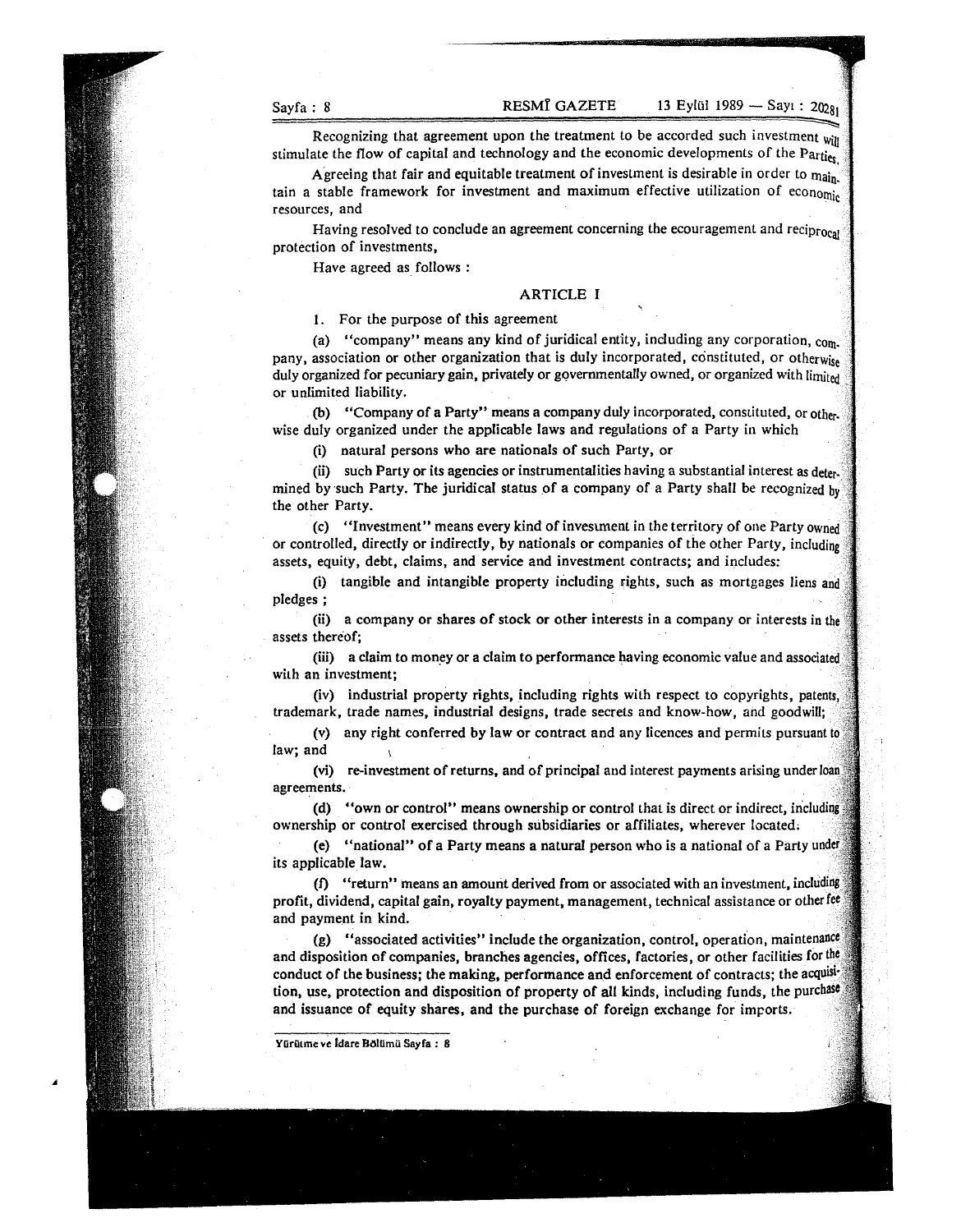Recognizing that agreement upon the treatment to be accorded such investment will stimulate the flow of capital and technology and the economic developments of the Parties,

Agreeing that fair and equitable treatment of investment is desirable in order to maintain a stable framework for investment and maximum effective utilization of economic resources, and

Having resolved to conclude an agreement concerning the ecouragement and reciprocal protection of investments,

Have agreed as follows :

## ARTICLE I

1. For the purpose of this agreement

(a) "company" means any kind of juridical entity, including any corporation, company, association or other organization that is duly incorporated, constituted, or otherwise duly organized for pecuniary gain, privately or governmentally owned, or organized with limited or unlimited liability.

(b) "Company of a Party" means a company duly incorporated, constituted, or otherwise duly organized under the applicable laws and regulations of a Party in which

(i) natural persons who are nationals of such Party, or

(ii) such Party or its agencies or instrumentalities having a substantial interest as determined by such Party. The juridical status of a company of a Party shall be recognized by the other Party.

(c) "Investment" means every kind of invesment in the territory of one Party owned or controlled, directly or indirectly, by nationals or companies of the other Party, including assets, equity, debt, claims, and service and investment contracts; and includes:

(i) tangible and intangible property including rights, such as mortgages liens and pledges ;

(ii) a company or shares of stock or other interests in a company or interests in the assets thereof;

(iii) a claim to money or a claim to performance having economic value and associated with an investment;

(iv) industrial property rights, including rights with respect to copyrights, patents, trademark, trade names, industrial designs, trade secrets and know-how, and goodwill;

(v) any right conferred by law or contract and any licences and permits pursuant to law; and

(vi) re-investment of returns, and of principal and interest payments arising under loan agreements.

(d) "own or control" means ownership or control that is direct or indirect, including ownership or control exercised through subsidiaries or affiliates, wherever located.

(e) "national" of a Party means a natural person who is a national of a Party under its applicable law.

(f) "return" means an amount derived from or associated with an investment, including profit, dividend, capital gain, royalty payment, management, technical assistance or other fee and payment in kind.

(g) "associated activities" include the organization, control, operation, maintenance and disposition of companies, branches agencies, offices, factories, or other facilities for the conduct of the business; the making, performance and enforcement of contracts; the acquisition, use, protection and disposition of property of all kinds, including funds, the purchase and issuance of equity shares, and the purchase of foreign exchange for imports.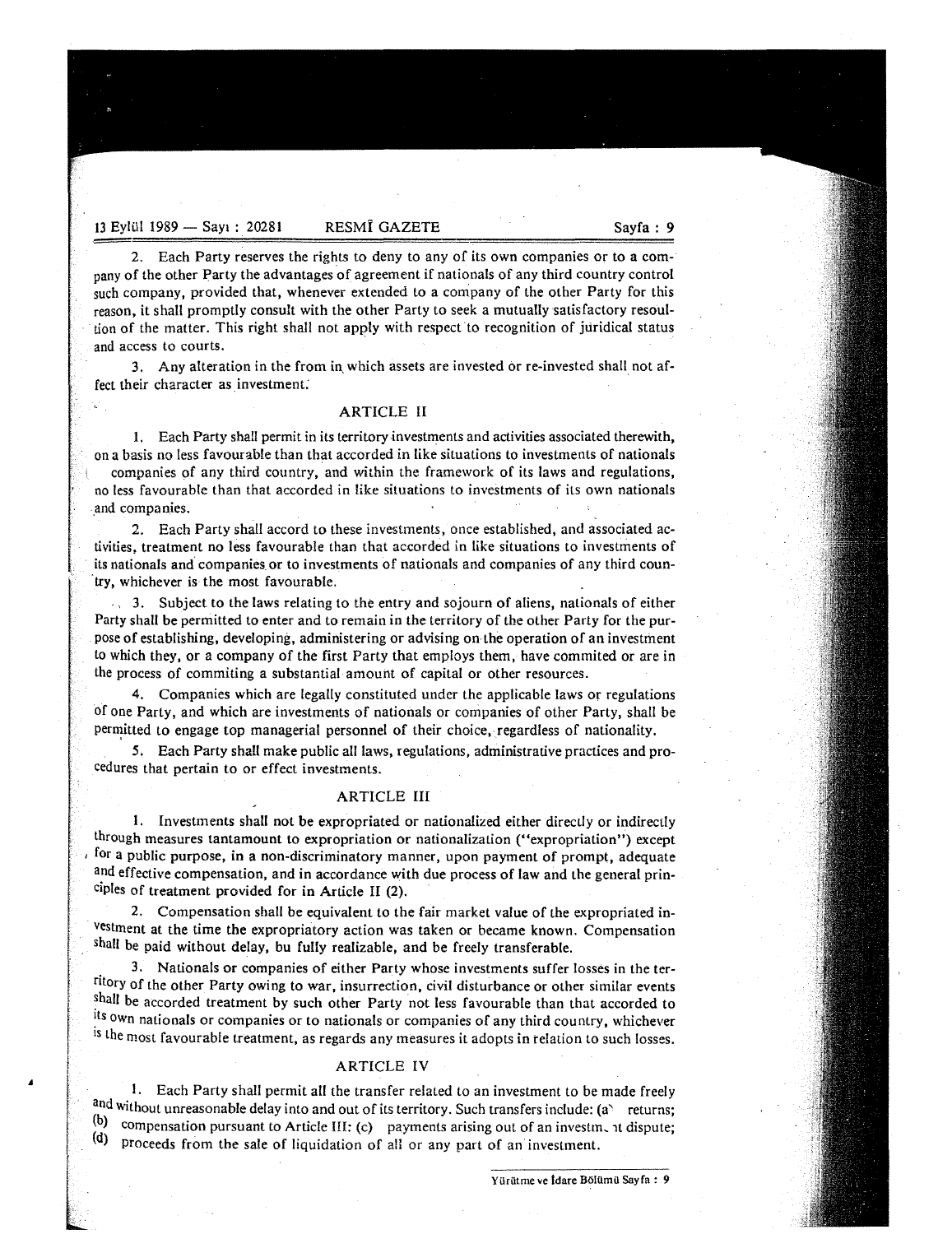2. Each Party reserves the rights to deny to any of its own companies or to a company of the other Party the advantages of agreement if nationals of any third country control such company, provided that, whenever extended to a company of the other Party for this reason, it shall promptly consult with the other Party to seek a mutually satisfactory resoultion of the matter. This right shall not apply with respect to recognition of juridical status and access to courts.

3. Any alteration in the from in which assets are invested or re-invested shall not affect their character as investment.

## ARTICLE II

1. Each Party shall permit in its territory investments and activities associated therewith, on a basis no less favourable than that accorded in like situations to investments of nationals companies of any third country, and within the framework of its laws and regulations, no less favourable than that accorded in like situations to investments of its own nationals and companies.

2. Each Party shall accord to these investments, once established, and associated activities, treatment no less favourable than that accorded in like situations to investments of its nationals and companies or to investments of nationals and companies of any third country, whichever is the most favourable.

3. Subject to the laws relating to the entry and sojourn of aliens, nationals of either Party shall be permitted to enter and to remain in the territory of the other Party for the purpose of establishing, developing, administering or advising on the operation of an investment to which they, or a company of the first Party that employs them, have commited or are in the process of commiting a substantial amount of capital or other resources.

4. Companies which are legally constituted under the applicable laws or regulations of one Party, and which are investments of nationals or companies of other Party, shall be permitted to engage top managerial personnel of their choice, regardless of nationality.

5. Each Party shall make public all laws, regulations, administrative practices and procedures that pertain to or effect investments.

## ARTICLE III

1. Investments shall not be expropriated or nationalized either directly or indirectly through measures tantamount to expropriation or nationalization ("expropriation") except for a public purpose, in a non-discriminatory manner, upon payment of prompt, adequate and effective compensation, and in accordance with due process of law and the general principles of treatment provided for in Article II (2).

2. Compensation shall be equivalent to the fair market value of the expropriated investment at the time the expropriatory action was taken or became known. Compensation shall be paid without delay, bu fully realizable, and be freely transferable.

3. Nationals or companies of either Party whose investments suffer losses in the territory of the other Party owing to war, insurrection, civil disturbance or other similar events shall be accorded treatment by such other Party not less favourable than that accorded to its own nationals or companies or to nationals or companies of any third country, whichever is the most favourable treatment, as regards any measures it adopts in relation to such losses.

## ARTICLE IV

1. Each Party shall permit all the transfer related to an investment to be made freely and without unreasonable delay into and out of its territory. Such transfers include: (a) returns; (b) compensation pursuant to Article III: (c) payments arising out of an investment dispute; (d) proceeds from the sale of liquidation of all or any part of an investment.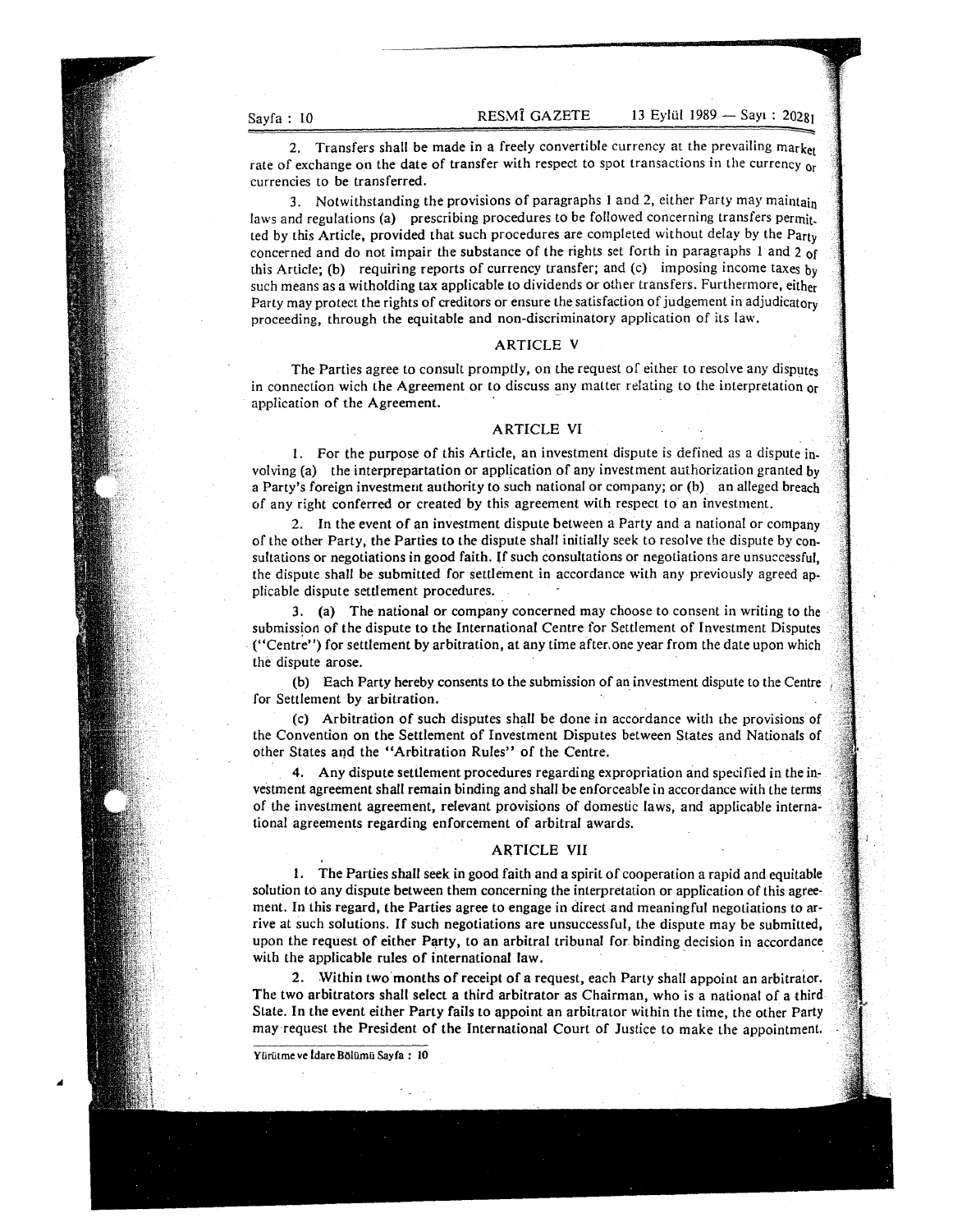2. Transfers shall be made in a freely convertible currency at the prevailing market rate of exchange on the date of transfer with respect to spot transactions in the currency or currencies to be transferred.

3. Notwithstanding the provisions of paragraphs 1 and 2, either Party may maintain laws and regulations (a) prescribing procedures to be followed concerning transfers permitted by this Article, provided that such procedures are completed without delay by the Party concerned and do not impair the substance of the rights set forth in paragraphs 1 and 2 of this Article; (b) requiring reports of currency transfer; and (c) imposing income taxes by such means as a witholding tax applicable to dividends or other transfers. Furthermore, either Party may protect the rights of creditors or ensure the satisfaction of judgement in adjudicatory proceeding, through the equitable and non-discriminatory application of its law.

## ARTICLE V

The Parties agree to consult promptly, on the request of either to resolve any disputes in connection wich the Agreement or to discuss any matter relating to the interpretation or application of the Agreement.

## ARTICLE VI

1. For the purpose of this Article, an investment dispute is defined as a dispute involving (a) the interprepartation or application of any investment authorization granted by a Party's foreign investment authority to such national or company; or (b) an alleged breach of any right conferred or created by this agreement with respect to an investment.

2. In the event of an investment dispute between a Party and a national or company of the other Party, the Parties to the dispute shall initially seek to resolve the dispute by consultations or negotiations in good faith. If such consultations or negotiations are unsuccessful, the dispute shall be submitted for settlement in accordance with any previously agreed applicable dispute settlement procedures.

3. (a) The national or company concerned may choose to consent in writing to the submission of the dispute to the International Centre for Settlement of Investment Disputes ("Centre") for settlement by arbitration, at any time after one year from the date upon which the dispute arose.

(b) Each Party hereby consents to the submission of an investment dispute to the Centre for Settlement by arbitration.

(c) Arbitration of such disputes shall be done in accordance with the provisions of the Convention on the Settlement of Investment Disputes between States and Nationals of other States and the "Arbitration Rules" of the Centre.

4. Any dispute settlement procedures regarding expropriation and specified in the investment agreement shall remain binding and shall be enforceable in accordance with the terms of the investment agreement, relevant provisions of domestic laws, and applicable international agreements regarding enforcement of arbitral awards.

## ARTICLE VII

1. The Parties shall seek in good faith and a spirit of cooperation a rapid and equitable solution to any dispute between them concerning the interpretation or application of this agreement. In this regard, the Parties agree to engage in direct and meaningful negotiations to arrive at such solutions. If such negotiations are unsuccessful, the dispute may be submitted, upon the request of either Party, to an arbitral tribunal for binding decision in accordance with the applicable rules of international law.

2. Within two months of receipt of a request, each Party shall appoint an arbitrator. The two arbitrators shall select a third arbitrator as Chairman, who is a national of a third State. In the event either Party fails to appoint an arbitrator within the time, the other Party may request the President of the International Court of Justice to make the appointment.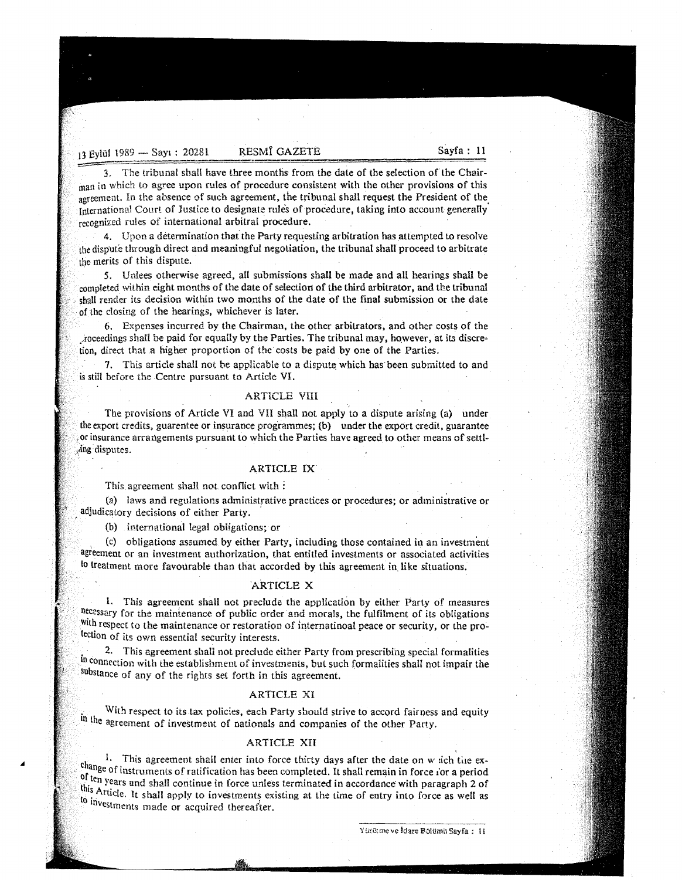3. The tribunal shall have three months from the date of the selection of the Chairman in which to agree upon rules of procedure consistent with the other provisions of this agreement. In the absence of such agreement, the tribunal shall request the President of the International Court of Justice to designate rules of procedure, taking into account generally recognized rules of international arbitral procedure.

4. Upon a determination that the Party requesting arbitration has attempted to resolve the dispute through direct and meaningful negotiation, the tribunal shall proceed to arbitrate the merits of this dispute.

5. Unlees otherwise agreed, all submissions shall be made and all hearings shall be completed within eight months of the date of selection of the third arbitrator, and the tribunal shall render its decision within two months of the date of the final submission or the date of the closing of the hearings, whichever is later.

6. Expenses incurred by the Chairman, the other arbitrators, and other costs of the proceedings shall be paid for equally by the Parties. The tribunal may, however, at its discretion, direct that a higher proportion of the costs be paid by one of the Parties.

7. This article shall not be applicable to a dispute which has been submitted to and is still before the Centre pursuant to Article VI.

## ARTICLE VIII

The provisions of Article VI and VII shall not apply to a dispute arising (a) under the export credits, guarentee or insurance programmes; (b) under the export credit, guarantee or insurance arrangements pursuant to which the Parties have agreed to other means of settling disputes.

## ARTICLE IX

This agreement shall not conflict with :

(a) laws and regulations administrative practices or procedures; or administrative or adjudicatory decisions of either Party.

(b) international legal obligations; or

(c) obligations assumed by either Party, including those contained in an investment agreement or an investment authorization, that entitled investments or associated activities to treatment more favourable than that accorded by this agreement in like situations.

## ARTICLE X

1. This agreement shall not preclude the application by either Party of measures necessary for the maintenance of public order and morals, the fulfilment of its obligations with respect to the maintenance or restoration of internatinoal peace or security, or the protection of its own essential security interests.

2. This agreement shall not preclude either Party from prescribing special formalities in connection with the establishment of investments, but such formalities shall not impair the substance of any of the rights set forth in this agreement.

## ARTICLE XI

With respect to its tax policies, each Party should strive to accord fairness and equity in the agreement of investment of nationals and companies of the other Party.

## ARTICLE XII

1. This agreement shall enter into force thirty days after the date on which the exchange of instruments of ratification has been completed. It shall remain in force for a period of ten years and shall continue in force unless terminated in accordance with paragraph 2 of this Article. It shall apply to investments existing at the time of entry into force as well as to investments made or acquired thereafter.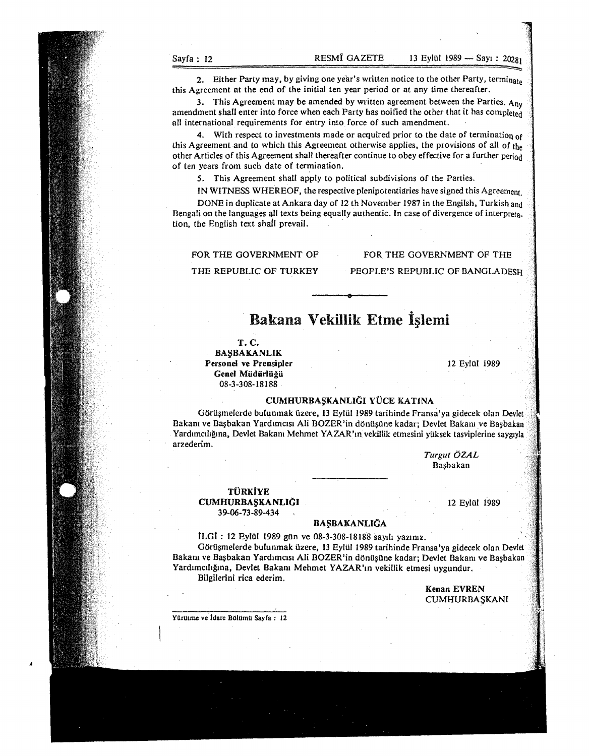2. Either Party may, by giving one year's written notice to the other Party, terminate this Agreement at the end of the initial ten year period or at any time thereafter.

3. This Agreement may be amended by written agreement between the Parties. Any amendment shall enter into force when each Party has noified the other that it has completed all international requirements for entry into force of such amendment.

4. With respect to investments made or acquired prior to the date of termination of this Agreement and to which this Agreement otherwise applies, the provisions of all of the other Articles of this Agreement shall thereafter continue to obey effective for a further period of ten years from such date of termination.

5. This Agreement shall apply to political subdivisions of the Parties.

IN WITNESS WHEREOF, the respective plenipotentiaries have signed this Agreement.

DONE in duplicate at Ankara day of 12 th November 1987 in the Engilsh, Turkish and Bengali on the languages all texts being equally authentic. In case of divergence of interpretation, the English text shall prevail.

FOR THE GOVERNMENT OF THE REPUBLIC OF TURKEY

FOR THE GOVERNMENT OF THE PEOPLE'S REPUBLIC OF BANGLADESH

# Bakana Vekillik Etme İşlemi

**T. C.**
**BAŞBAKANLIK**
**Personel ve Prensipler Genel Müdürlüğü**
**08-3-308-18188**

12 Eylül 1989

**CUMHURBAŞKANLIĞI YÜCE KATINA**

Görüşmelerde bulunmak üzere, 13 Eylül 1989 tarihinde Fransa'ya gidecek olan Devlet Bakanı ve Başbakan Yardımcısı Ali BOZER'in dönüşüne kadar; Devlet Bakanı ve Başbakan Yardımcılığına, Devlet Bakanı Mehmet YAZAR'ın vekillik etmesini yüksek tasviplerine saygıyla arzederim.

*Turgut ÖZAL*
Başbakan

---

**TÜRKİYE**
**CUMHURBAŞKANLIĞI**
39-06-73-89-434

12 Eylül 1989

**BAŞBAKANLIĞA**

İLGİ : 12 Eylül 1989 gün ve 08-3-308-18188 sayılı yazınız.

Görüşmelerde bulunmak üzere, 13 Eylül 1989 tarihinde Fransa'ya gidecek olan Devlet Bakanı ve Başbakan Yardımcısı Ali BOZER'in dönüşüne kadar; Devlet Bakanı ve Başbakan Yardımcılığına, Devlet Bakanı Mehmet YAZAR'ın vekillik etmesi uygundur.

Bilgilerini rica ederim.

**Kenan EVREN**
CUMHURBAŞKANI